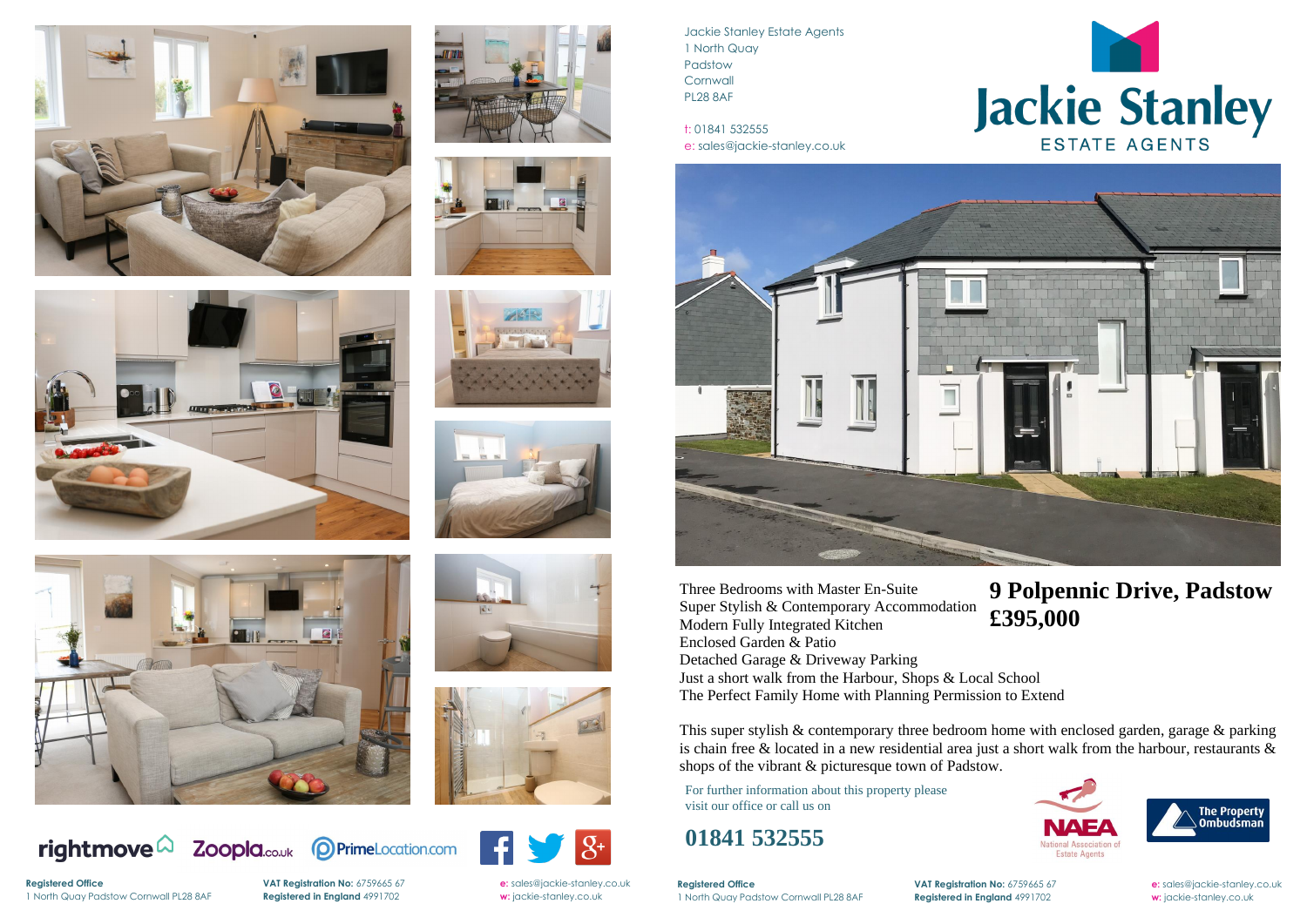Jackie Stanley Estate Agents
1 North Quay
Padstow
Cornwall
PL28 8AF

t: 01841 532555
e: sales@jackie-stanley.co.uk

# 9 Polpennic Drive, Padstow
# £395,000

- Three Bedrooms with Master En-Suite
- Super Stylish & Contemporary Accommodation
- Modern Fully Integrated Kitchen
- Enclosed Garden & Patio
- Detached Garage & Driveway Parking
- Just a short walk from the Harbour, Shops & Local School
- The Perfect Family Home with Planning Permission to Extend

This super stylish & contemporary three bedroom home with enclosed garden, garage & parking is chain free & located in a new residential area just a short walk from the harbour, restaurants & shops of the vibrant & picturesque town of Padstow.

For further information about this property please visit our office or call us on

## 01841 532555

**Registered Office**
1 North Quay Padstow Cornwall PL28 8AF

**VAT Registration No:** 6759665 67
**Registered in England** 4991702

**e:** sales@jackie-stanley.co.uk
**w:** jackie-stanley.co.uk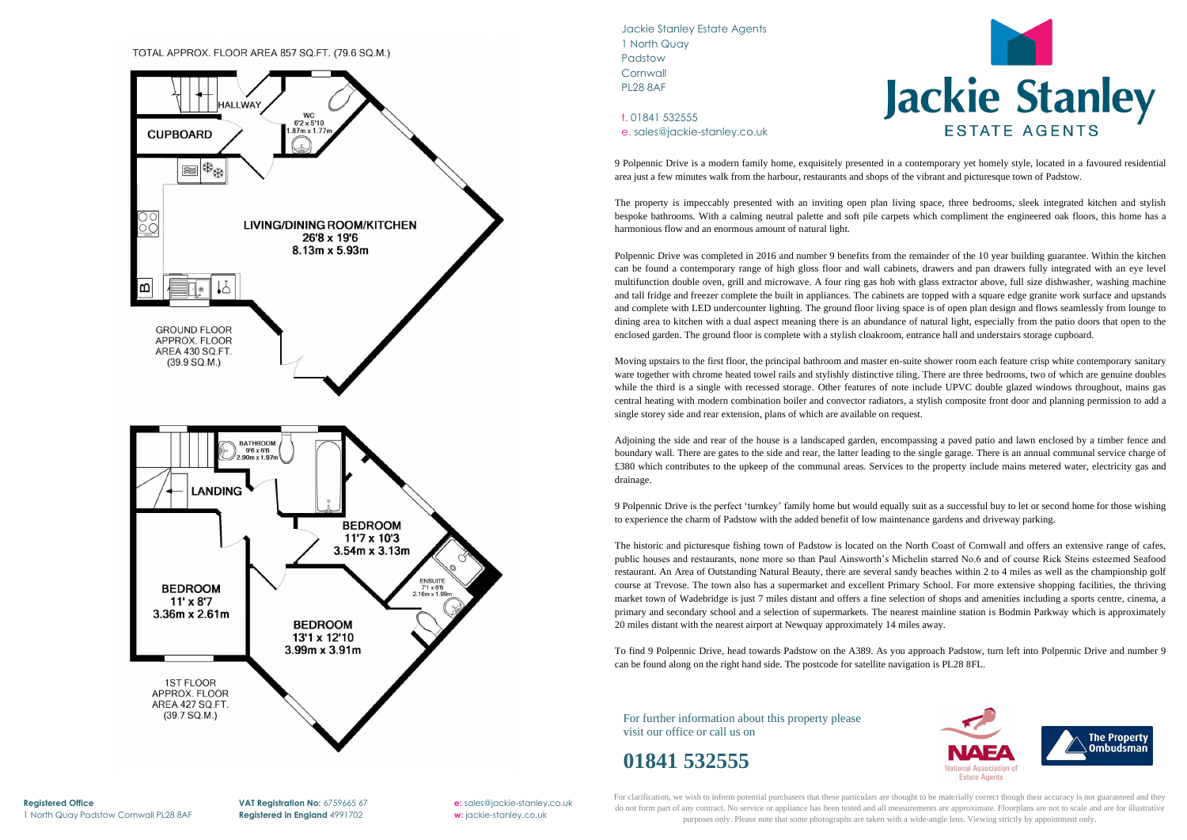TOTAL APPROX. FLOOR AREA 857 SQ.FT. (79.6 SQ.M.)

HALLWAY

CUPBOARD

WC
6'2 x 5'10
1.87m x 1.77m

LIVING/DINING ROOM/KITCHEN
26'8 x 19'6
8.13m x 5.93m

GROUND FLOOR
APPROX. FLOOR
AREA 430 SQ.FT.
(39.9 SQ.M.)

BATHROOM
9'6 x 6'6
2.90m x 1.97m

LANDING

BEDROOM
11'7 x 10'3
3.54m x 3.13m

ENSUITE
7'1 x 6'6
2.16m x 1.99m

BEDROOM
11' x 8'7
3.36m x 2.61m

BEDROOM
13'1 x 12'10
3.99m x 3.91m

1ST FLOOR
APPROX. FLOOR
AREA 427 SQ.FT.
(39.7 SQ.M.)

Jackie Stanley Estate Agents
1 North Quay
Padstow
Cornwall
PL28 8AF

t. 01841 532555
e. sales@jackie-stanley.co.uk

**Jackie Stanley**
ESTATE AGENTS

9 Polpennic Drive is a modern family home, exquisitely presented in a contemporary yet homely style, located in a favoured residential area just a few minutes walk from the harbour, restaurants and shops of the vibrant and picturesque town of Padstow.

The property is impeccably presented with an inviting open plan living space, three bedrooms, sleek integrated kitchen and stylish bespoke bathrooms. With a calming neutral palette and soft pile carpets which compliment the engineered oak floors, this home has a harmonious flow and an enormous amount of natural light.

Polpennic Drive was completed in 2016 and number 9 benefits from the remainder of the 10 year building guarantee. Within the kitchen can be found a contemporary range of high gloss floor and wall cabinets, drawers and pan drawers fully integrated with an eye level multifunction double oven, grill and microwave. A four ring gas hob with glass extractor above, full size dishwasher, washing machine and tall fridge and freezer complete the built in appliances. The cabinets are topped with a square edge granite work surface and upstands and complete with LED undercounter lighting. The ground floor living space is of open plan design and flows seamlessly from lounge to dining area to kitchen with a dual aspect meaning there is an abundance of natural light, especially from the patio doors that open to the enclosed garden. The ground floor is complete with a stylish cloakroom, entrance hall and understairs storage cupboard.

Moving upstairs to the first floor, the principal bathroom and master en-suite shower room each feature crisp white contemporary sanitary ware together with chrome heated towel rails and stylishly distinctive tiling. There are three bedrooms, two of which are genuine doubles while the third is a single with recessed storage. Other features of note include UPVC double glazed windows throughout, mains gas central heating with modern combination boiler and convector radiators, a stylish composite front door and planning permission to add a single storey side and rear extension, plans of which are available on request.

Adjoining the side and rear of the house is a landscaped garden, encompassing a paved patio and lawn enclosed by a timber fence and boundary wall. There are gates to the side and rear, the latter leading to the single garage. There is an annual communal service charge of £380 which contributes to the upkeep of the communal areas. Services to the property include mains metered water, electricity gas and drainage.

9 Polpennic Drive is the perfect 'turnkey' family home but would equally suit as a successful buy to let or second home for those wishing to experience the charm of Padstow with the added benefit of low maintenance gardens and driveway parking.

The historic and picturesque fishing town of Padstow is located on the North Coast of Cornwall and offers an extensive range of cafes, public houses and restaurants, none more so than Paul Ainsworth's Michelin starred No.6 and of course Rick Steins esteemed Seafood restaurant. An Area of Outstanding Natural Beauty, there are several sandy beaches within 2 to 4 miles as well as the championship golf course at Trevose. The town also has a supermarket and excellent Primary School. For more extensive shopping facilities, the thriving market town of Wadebridge is just 7 miles distant and offers a fine selection of shops and amenities including a sports centre, cinema, a primary and secondary school and a selection of supermarkets. The nearest mainline station is Bodmin Parkway which is approximately 20 miles distant with the nearest airport at Newquay approximately 14 miles away.

To find 9 Polpennic Drive, head towards Padstow on the A389. As you approach Padstow, turn left into Polpennic Drive and number 9 can be found along on the right hand side. The postcode for satellite navigation is PL28 8FL.

For further information about this property please visit our office or call us on

**01841 532555**

NAEA National Association of Estate Agents

The Property Ombudsman

**Registered Office**
1 North Quay Padstow Cornwall PL28 8AF

**VAT Registration No:** 6759665 67
**Registered in England** 4991702

**e:** sales@jackie-stanley.co.uk
**w:** jackie-stanley.co.uk

For clarification, we wish to inform potential purchasers that these particulars are thought to be materially correct though their accuracy is not guaranteed and they do not form part of any contract. No service or appliance has been tested and all measurements are approximate. Floorplans are not to scale and are for illustrative purposes only. Please note that some photographs are taken with a wide-angle lens. Viewing strictly by appointment only.